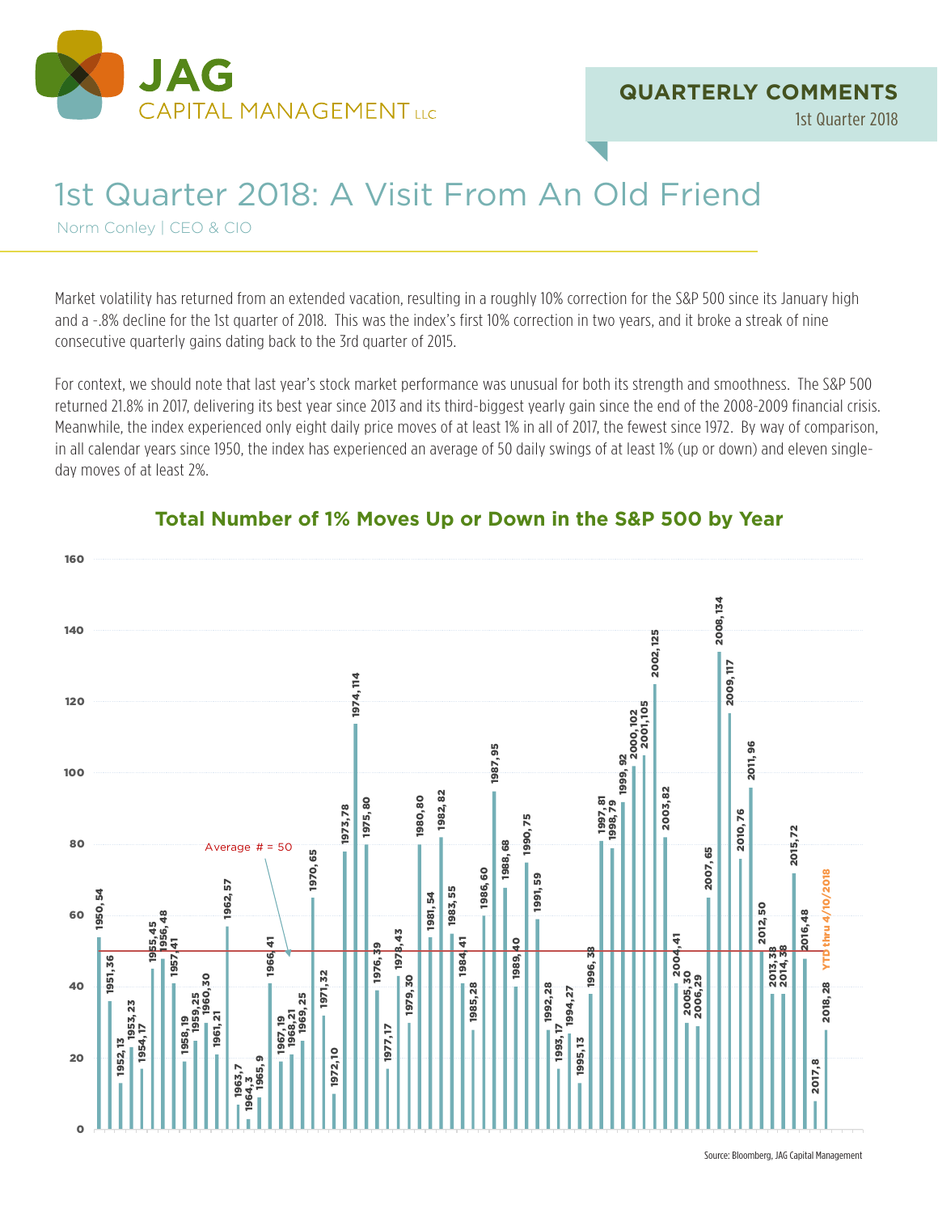# 1st Quarter 2018: A Visit From An Old Friend

Norm Conley | CEO & CIO

Market volatility has returned from an extended vacation, resulting in a roughly 10% correction for the S&P 500 since its January high and a -.8% decline for the 1st quarter of 2018. This was the index's first 10% correction in two years, and it broke a streak of nine consecutive quarterly gains dating back to the 3rd quarter of 2015.

For context, we should note that last year's stock market performance was unusual for both its strength and smoothness. The S&P 500 returned 21.8% in 2017, delivering its best year since 2013 and its third-biggest yearly gain since the end of the 2008-2009 financial crisis. Meanwhile, the index experienced only eight daily price moves of at least 1% in all of 2017, the fewest since 1972. By way of comparison, in all calendar years since 1950, the index has experienced an average of 50 daily swings of at least 1% (up or down) and eleven single-day moves of at least 2%.

## Total Number of 1% Moves Up or Down in the S&P 500 by Year

Average # = 50

| Year | # of 1% Moves |
|---|---|
| 1950 | 54 |
| 1951 | 36 |
| 1952 | 13 |
| 1953 | 23 |
| 1954 | 17 |
| 1955 | 45 |
| 1956 | 48 |
| 1957 | 41 |
| 1958 | 19 |
| 1959 | 25 |
| 1960 | 30 |
| 1961 | 21 |
| 1962 | 57 |
| 1963 | 7 |
| 1964 | 3 |
| 1965 | 9 |
| 1966 | 41 |
| 1967 | 19 |
| 1968 | 21 |
| 1969 | 25 |
| 1970 | 65 |
| 1971 | 32 |
| 1972 | 10 |
| 1973 | 78 |
| 1974 | 114 |
| 1975 | 80 |
| 1976 | 39 |
| 1977 | 17 |
| 1978 | 43 |
| 1979 | 30 |
| 1980 | 80 |
| 1981 | 54 |
| 1982 | 82 |
| 1983 | 55 |
| 1984 | 41 |
| 1985 | 28 |
| 1986 | 60 |
| 1987 | 95 |
| 1988 | 68 |
| 1989 | 40 |
| 1990 | 75 |
| 1991 | 59 |
| 1992 | 28 |
| 1993 | 17 |
| 1994 | 27 |
| 1995 | 13 |
| 1996 | 38 |
| 1997 | 81 |
| 1998 | 79 |
| 1999 | 92 |
| 2000 | 102 |
| 2001 | 105 |
| 2002 | 125 |
| 2003 | 82 |
| 2004 | 41 |
| 2005 | 30 |
| 2006 | 29 |
| 2007 | 65 |
| 2008 | 134 |
| 2009 | 117 |
| 2010 | 76 |
| 2011 | 96 |
| 2012 | 50 |
| 2013 | 38 |
| 2014 | 38 |
| 2015 | 72 |
| 2016 | 48 |
| 2017 | 8 |
| 2018 (YTD thru 4/10/2018) | 28 |

Source: Bloomberg, JAG Capital Management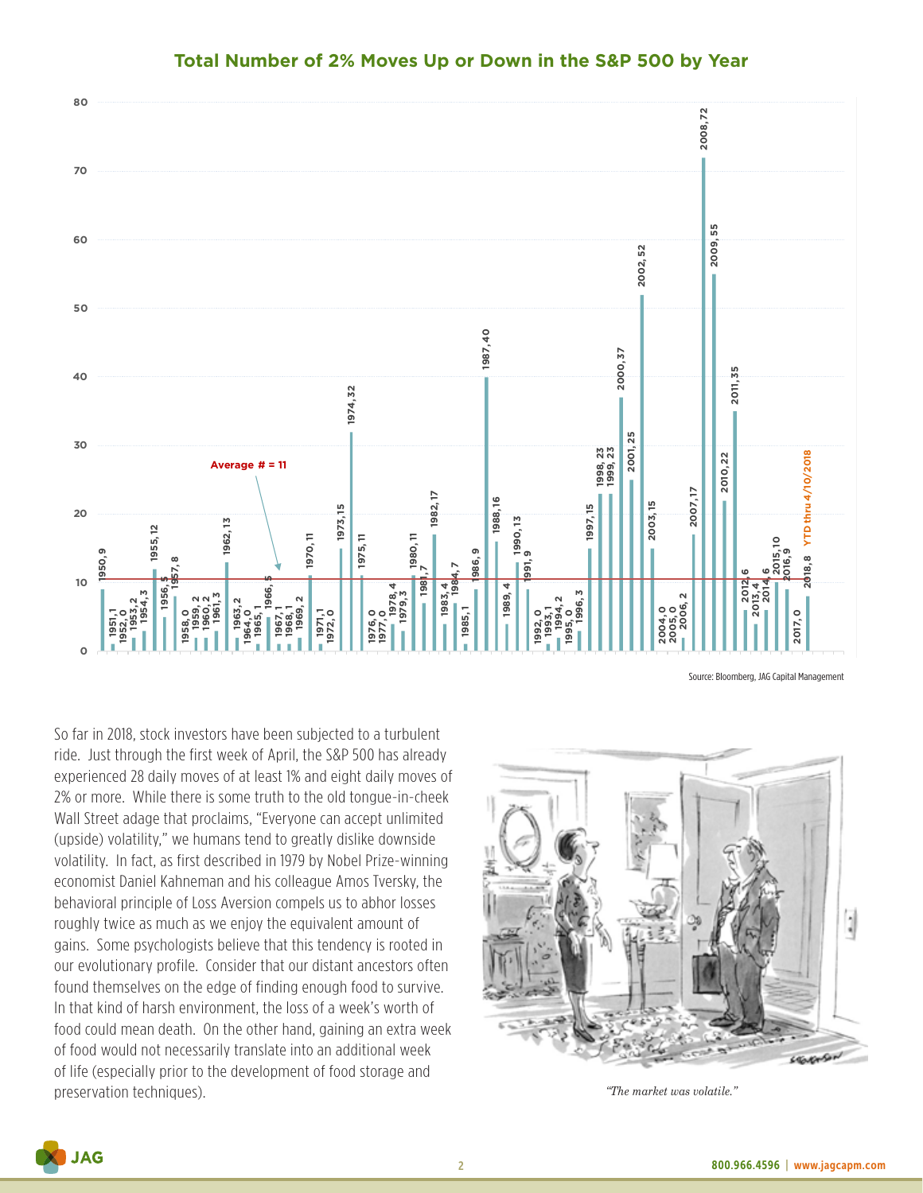## Total Number of 2% Moves Up or Down in the S&P 500 by Year

| Year | Number of 2% Moves |
|---|---|
| 1950 | 9 |
| 1951 | 1 |
| 1952 | 0 |
| 1953 | 2 |
| 1954 | 3 |
| 1955 | 12 |
| 1956 | 5 |
| 1957 | 8 |
| 1958 | 0 |
| 1959 | 2 |
| 1960 | 2 |
| 1961 | 3 |
| 1962 | 13 |
| 1963 | 2 |
| 1964 | 0 |
| 1965 | 1 |
| 1966 | 5 |
| 1967 | 1 |
| 1968 | 1 |
| 1969 | 2 |
| 1970 | 11 |
| 1971 | 1 |
| 1972 | 0 |
| 1973 | 15 |
| 1974 | 32 |
| 1975 | 11 |
| 1976 | 0 |
| 1977 | 0 |
| 1978 | 4 |
| 1979 | 3 |
| 1980 | 11 |
| 1981 | 7 |
| 1982 | 17 |
| 1983 | 4 |
| 1984 | 7 |
| 1985 | 1 |
| 1986 | 9 |
| 1987 | 40 |
| 1988 | 16 |
| 1989 | 4 |
| 1990 | 13 |
| 1991 | 9 |
| 1992 | 0 |
| 1993 | 1 |
| 1994 | 2 |
| 1995 | 0 |
| 1996 | 3 |
| 1997 | 15 |
| 1998 | 23 |
| 1999 | 23 |
| 2000 | 37 |
| 2001 | 25 |
| 2002 | 52 |
| 2003 | 15 |
| 2004 | 0 |
| 2005 | 0 |
| 2006 | 2 |
| 2007 | 17 |
| 2008 | 72 |
| 2009 | 55 |
| 2010 | 22 |
| 2011 | 35 |
| 2012 | 6 |
| 2013 | 4 |
| 2014 | 6 |
| 2015 | 10 |
| 2016 | 9 |
| 2017 | 0 |
| 2018 (YTD thru 4/10/2018) | 8 |

Average # = 11

Source: Bloomberg, JAG Capital Management

So far in 2018, stock investors have been subjected to a turbulent ride. Just through the first week of April, the S&P 500 has already experienced 28 daily moves of at least 1% and eight daily moves of 2% or more. While there is some truth to the old tongue-in-cheek Wall Street adage that proclaims, "Everyone can accept unlimited (upside) volatility," we humans tend to greatly dislike downside volatility. In fact, as first described in 1979 by Nobel Prize-winning economist Daniel Kahneman and his colleague Amos Tversky, the behavioral principle of Loss Aversion compels us to abhor losses roughly twice as much as we enjoy the equivalent amount of gains. Some psychologists believe that this tendency is rooted in our evolutionary profile. Consider that our distant ancestors often found themselves on the edge of finding enough food to survive. In that kind of harsh environment, the loss of a week's worth of food could mean death. On the other hand, gaining an extra week of food would not necessarily translate into an additional week of life (especially prior to the development of food storage and preservation techniques).

*"The market was volatile."*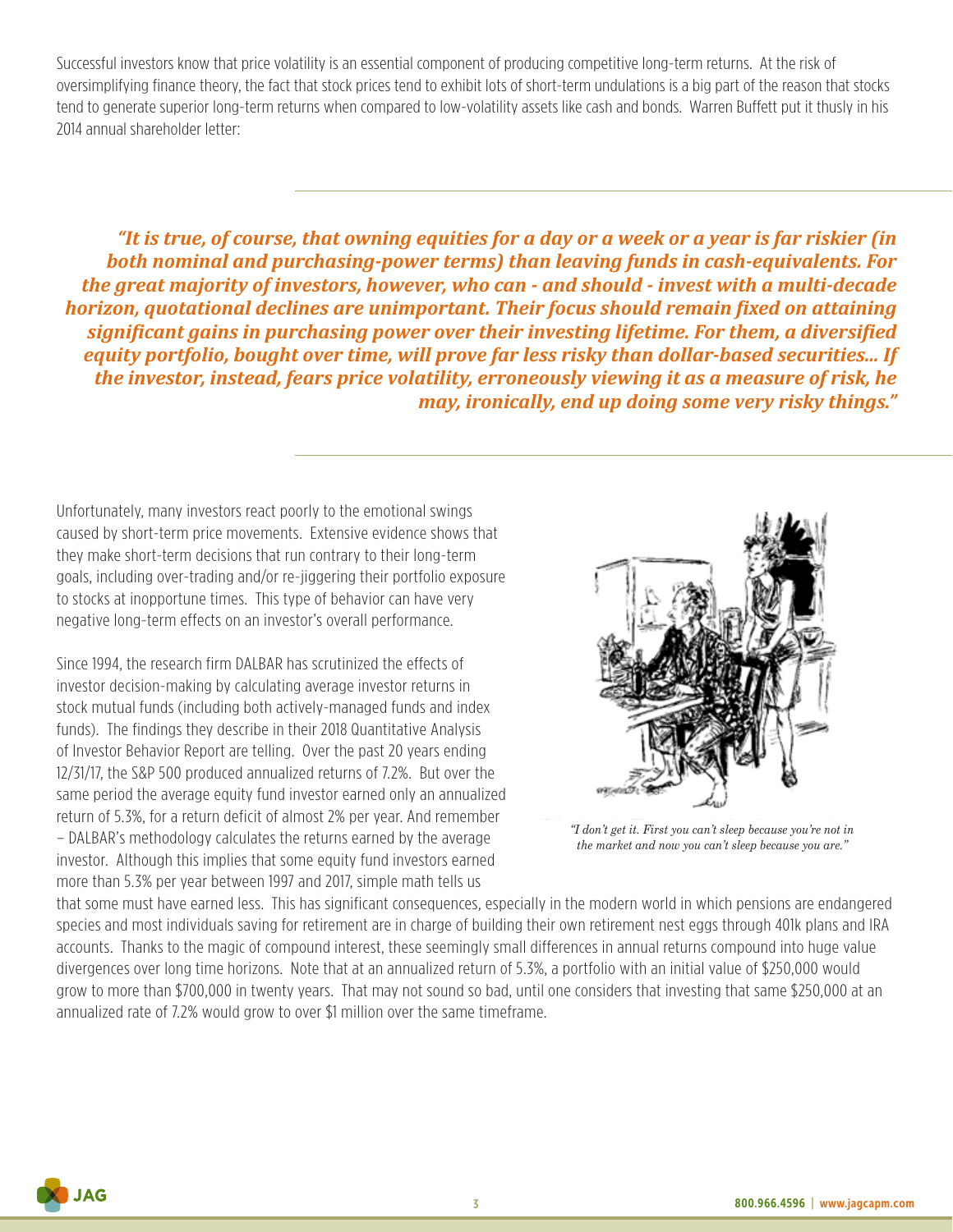Successful investors know that price volatility is an essential component of producing competitive long-term returns. At the risk of oversimplifying finance theory, the fact that stock prices tend to exhibit lots of short-term undulations is a big part of the reason that stocks tend to generate superior long-term returns when compared to low-volatility assets like cash and bonds. Warren Buffett put it thusly in his 2014 annual shareholder letter:

> ***"It is true, of course, that owning equities for a day or a week or a year is far riskier (in both nominal and purchasing-power terms) than leaving funds in cash-equivalents. For the great majority of investors, however, who can - and should - invest with a multi-decade horizon, quotational declines are unimportant. Their focus should remain fixed on attaining significant gains in purchasing power over their investing lifetime. For them, a diversified equity portfolio, bought over time, will prove far less risky than dollar-based securities... If the investor, instead, fears price volatility, erroneously viewing it as a measure of risk, he may, ironically, end up doing some very risky things."***

Unfortunately, many investors react poorly to the emotional swings caused by short-term price movements. Extensive evidence shows that they make short-term decisions that run contrary to their long-term goals, including over-trading and/or re-jiggering their portfolio exposure to stocks at inopportune times. This type of behavior can have very negative long-term effects on an investor's overall performance.

Since 1994, the research firm DALBAR has scrutinized the effects of investor decision-making by calculating average investor returns in stock mutual funds (including both actively-managed funds and index funds). The findings they describe in their 2018 Quantitative Analysis of Investor Behavior Report are telling. Over the past 20 years ending 12/31/17, the S&P 500 produced annualized returns of 7.2%. But over the same period the average equity fund investor earned only an annualized return of 5.3%, for a return deficit of almost 2% per year. And remember – DALBAR's methodology calculates the returns earned by the average investor. Although this implies that some equity fund investors earned more than 5.3% per year between 1997 and 2017, simple math tells us that some must have earned less. This has significant consequences, especially in the modern world in which pensions are endangered species and most individuals saving for retirement are in charge of building their own retirement nest eggs through 401k plans and IRA accounts. Thanks to the magic of compound interest, these seemingly small differences in annual returns compound into huge value divergences over long time horizons. Note that at an annualized return of 5.3%, a portfolio with an initial value of $250,000 would grow to more than $700,000 in twenty years. That may not sound so bad, until one considers that investing that same $250,000 at an annualized rate of 7.2% would grow to over $1 million over the same timeframe.

*"I don't get it. First you can't sleep because you're not in the market and now you can't sleep because you are."*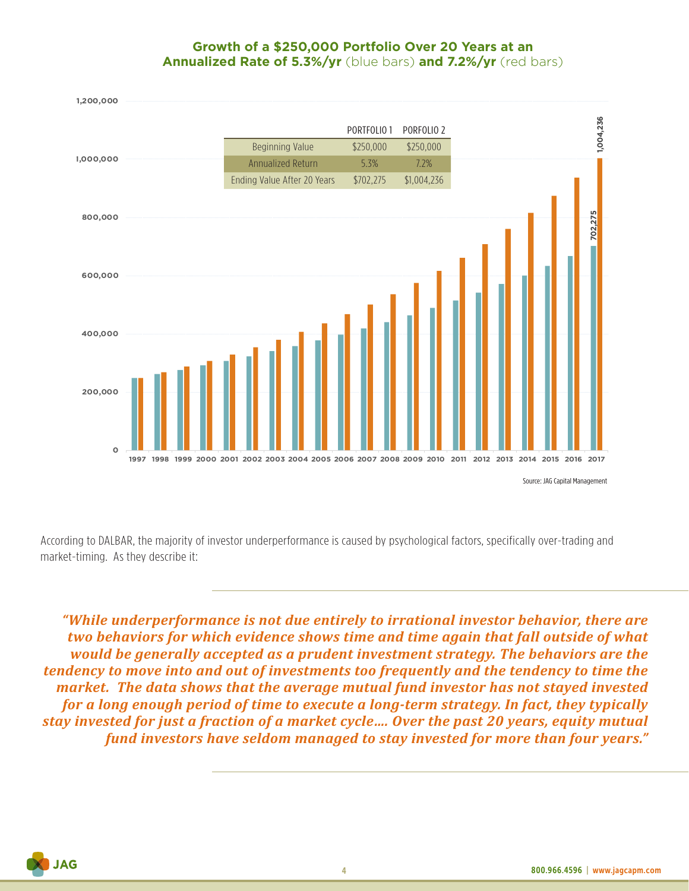**Growth of a $250,000 Portfolio Over 20 Years at an Annualized Rate of 5.3%/yr** (blue bars) **and 7.2%/yr** (red bars)

| | PORTFOLIO 1 | PORFOLIO 2 |
|---|---|---|
| Beginning Value | $250,000 | $250,000 |
| Annualized Return | 5.3% | 7.2% |
| Ending Value After 20 Years | $702,275 | $1,004,236 |

Source: JAG Capital Management

According to DALBAR, the majority of investor underperformance is caused by psychological factors, specifically over-trading and market-timing. As they describe it:

> ***"While underperformance is not due entirely to irrational investor behavior, there are two behaviors for which evidence shows time and time again that fall outside of what would be generally accepted as a prudent investment strategy. The behaviors are the tendency to move into and out of investments too frequently and the tendency to time the market. The data shows that the average mutual fund investor has not stayed invested for a long enough period of time to execute a long-term strategy. In fact, they typically stay invested for just a fraction of a market cycle…. Over the past 20 years, equity mutual fund investors have seldom managed to stay invested for more than four years."***

800.966.4596 | www.jagcapm.com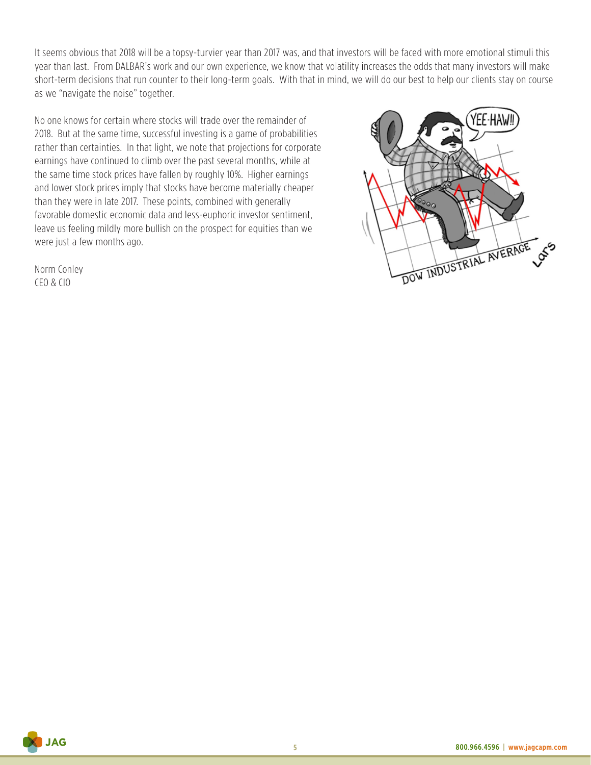It seems obvious that 2018 will be a topsy-turvier year than 2017 was, and that investors will be faced with more emotional stimuli this year than last. From DALBAR's work and our own experience, we know that volatility increases the odds that many investors will make short-term decisions that run counter to their long-term goals. With that in mind, we will do our best to help our clients stay on course as we "navigate the noise" together.

No one knows for certain where stocks will trade over the remainder of 2018. But at the same time, successful investing is a game of probabilities rather than certainties. In that light, we note that projections for corporate earnings have continued to climb over the past several months, while at the same time stock prices have fallen by roughly 10%. Higher earnings and lower stock prices imply that stocks have become materially cheaper than they were in late 2017. These points, combined with generally favorable domestic economic data and less-euphoric investor sentiment, leave us feeling mildly more bullish on the prospect for equities than we were just a few months ago.

Norm Conley
CEO & CIO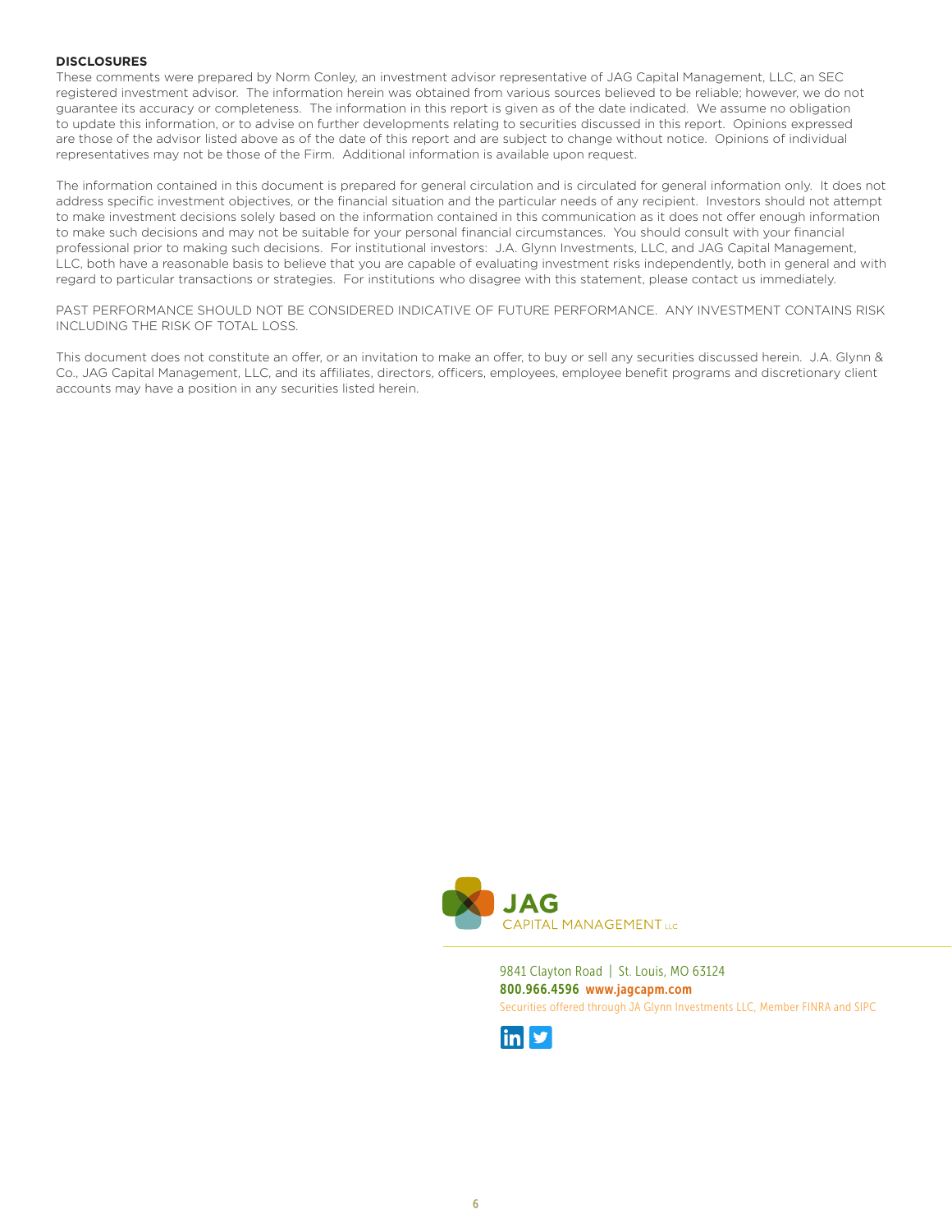**DISCLOSURES**

These comments were prepared by Norm Conley, an investment advisor representative of JAG Capital Management, LLC, an SEC registered investment advisor. The information herein was obtained from various sources believed to be reliable; however, we do not guarantee its accuracy or completeness. The information in this report is given as of the date indicated. We assume no obligation to update this information, or to advise on further developments relating to securities discussed in this report. Opinions expressed are those of the advisor listed above as of the date of this report and are subject to change without notice. Opinions of individual representatives may not be those of the Firm. Additional information is available upon request.

The information contained in this document is prepared for general circulation and is circulated for general information only. It does not address specific investment objectives, or the financial situation and the particular needs of any recipient. Investors should not attempt to make investment decisions solely based on the information contained in this communication as it does not offer enough information to make such decisions and may not be suitable for your personal financial circumstances. You should consult with your financial professional prior to making such decisions. For institutional investors: J.A. Glynn Investments, LLC, and JAG Capital Management, LLC, both have a reasonable basis to believe that you are capable of evaluating investment risks independently, both in general and with regard to particular transactions or strategies. For institutions who disagree with this statement, please contact us immediately.

PAST PERFORMANCE SHOULD NOT BE CONSIDERED INDICATIVE OF FUTURE PERFORMANCE. ANY INVESTMENT CONTAINS RISK INCLUDING THE RISK OF TOTAL LOSS.

This document does not constitute an offer, or an invitation to make an offer, to buy or sell any securities discussed herein. J.A. Glynn & Co., JAG Capital Management, LLC, and its affiliates, directors, officers, employees, employee benefit programs and discretionary client accounts may have a position in any securities listed herein.

JAG CAPITAL MANAGEMENT LLC

9841 Clayton Road | St. Louis, MO 63124
**800.966.4596 www.jagcapm.com**
Securities offered through JA Glynn Investments LLC, Member FINRA and SIPC